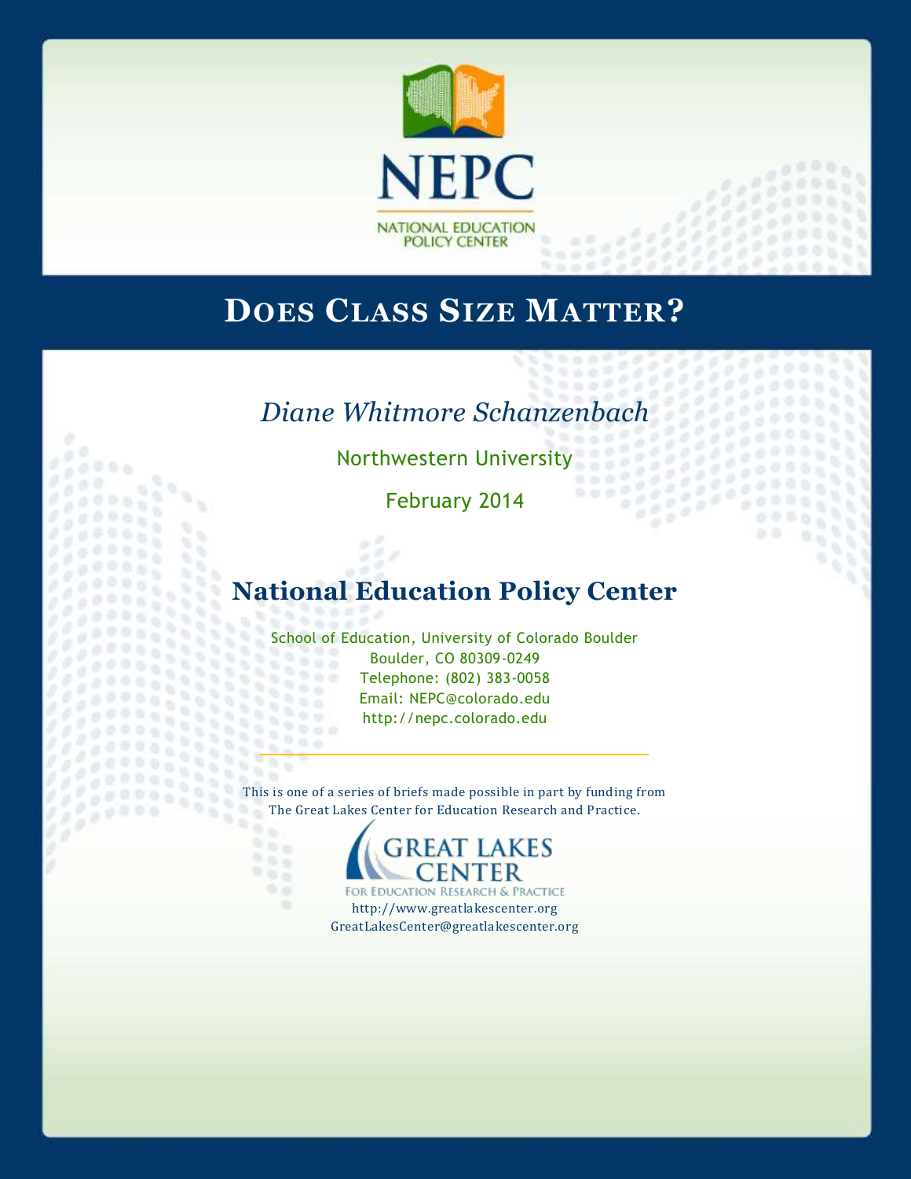NEPC

NATIONAL EDUCATION POLICY CENTER

# Does Class Size Matter?

*Diane Whitmore Schanzenbach*

Northwestern University

February 2014

## National Education Policy Center

School of Education, University of Colorado Boulder
Boulder, CO 80309-0249
Telephone: (802) 383-0058
Email: NEPC@colorado.edu
http://nepc.colorado.edu

---

This is one of a series of briefs made possible in part by funding from
The Great Lakes Center for Education Research and Practice.

GREAT LAKES CENTER

FOR EDUCATION RESEARCH & PRACTICE

http://www.greatlakescenter.org
GreatLakesCenter@greatlakescenter.org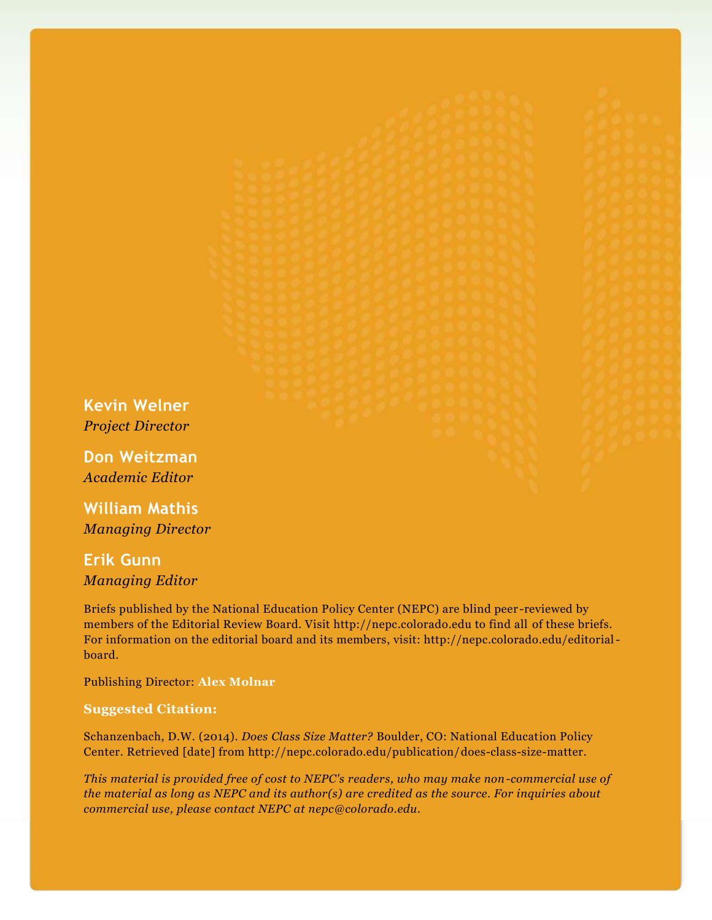**Kevin Welner**
*Project Director*

**Don Weitzman**
*Academic Editor*

**William Mathis**
*Managing Director*

**Erik Gunn**
*Managing Editor*

Briefs published by the National Education Policy Center (NEPC) are blind peer-reviewed by members of the Editorial Review Board. Visit http://nepc.colorado.edu to find all of these briefs. For information on the editorial board and its members, visit: http://nepc.colorado.edu/editorial-board.

Publishing Director: **Alex Molnar**

**Suggested Citation:**

Schanzenbach, D.W. (2014). *Does Class Size Matter?* Boulder, CO: National Education Policy Center. Retrieved [date] from http://nepc.colorado.edu/publication/does-class-size-matter.

*This material is provided free of cost to NEPC's readers, who may make non-commercial use of the material as long as NEPC and its author(s) are credited as the source. For inquiries about commercial use, please contact NEPC at nepc@colorado.edu.*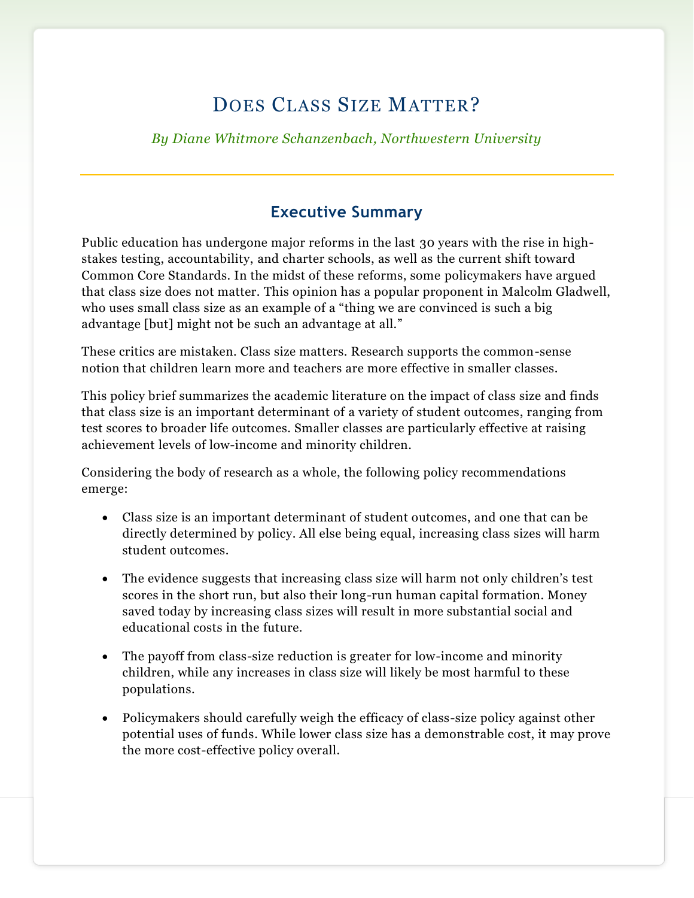# Does Class Size Matter?

*By Diane Whitmore Schanzenbach, Northwestern University*

## Executive Summary

Public education has undergone major reforms in the last 30 years with the rise in high-stakes testing, accountability, and charter schools, as well as the current shift toward Common Core Standards. In the midst of these reforms, some policymakers have argued that class size does not matter. This opinion has a popular proponent in Malcolm Gladwell, who uses small class size as an example of a "thing we are convinced is such a big advantage [but] might not be such an advantage at all."

These critics are mistaken. Class size matters. Research supports the common-sense notion that children learn more and teachers are more effective in smaller classes.

This policy brief summarizes the academic literature on the impact of class size and finds that class size is an important determinant of a variety of student outcomes, ranging from test scores to broader life outcomes. Smaller classes are particularly effective at raising achievement levels of low-income and minority children.

Considering the body of research as a whole, the following policy recommendations emerge:

- Class size is an important determinant of student outcomes, and one that can be directly determined by policy. All else being equal, increasing class sizes will harm student outcomes.
- The evidence suggests that increasing class size will harm not only children's test scores in the short run, but also their long-run human capital formation. Money saved today by increasing class sizes will result in more substantial social and educational costs in the future.
- The payoff from class-size reduction is greater for low-income and minority children, while any increases in class size will likely be most harmful to these populations.
- Policymakers should carefully weigh the efficacy of class-size policy against other potential uses of funds. While lower class size has a demonstrable cost, it may prove the more cost-effective policy overall.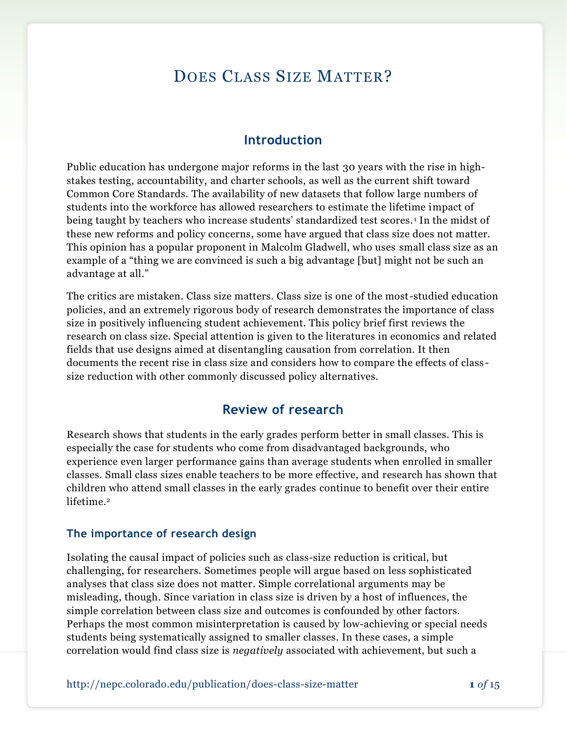# Does Class Size Matter?

## Introduction

Public education has undergone major reforms in the last 30 years with the rise in high-stakes testing, accountability, and charter schools, as well as the current shift toward Common Core Standards. The availability of new datasets that follow large numbers of students into the workforce has allowed researchers to estimate the lifetime impact of being taught by teachers who increase students' standardized test scores.[1] In the midst of these new reforms and policy concerns, some have argued that class size does not matter. This opinion has a popular proponent in Malcolm Gladwell, who uses small class size as an example of a "thing we are convinced is such a big advantage [but] might not be such an advantage at all."

The critics are mistaken. Class size matters. Class size is one of the most-studied education policies, and an extremely rigorous body of research demonstrates the importance of class size in positively influencing student achievement. This policy brief first reviews the research on class size. Special attention is given to the literatures in economics and related fields that use designs aimed at disentangling causation from correlation. It then documents the recent rise in class size and considers how to compare the effects of class-size reduction with other commonly discussed policy alternatives.

## Review of research

Research shows that students in the early grades perform better in small classes. This is especially the case for students who come from disadvantaged backgrounds, who experience even larger performance gains than average students when enrolled in smaller classes. Small class sizes enable teachers to be more effective, and research has shown that children who attend small classes in the early grades continue to benefit over their entire lifetime.[2]

### The importance of research design

Isolating the causal impact of policies such as class-size reduction is critical, but challenging, for researchers. Sometimes people will argue based on less sophisticated analyses that class size does not matter. Simple correlational arguments may be misleading, though. Since variation in class size is driven by a host of influences, the simple correlation between class size and outcomes is confounded by other factors. Perhaps the most common misinterpretation is caused by low-achieving or special needs students being systematically assigned to smaller classes. In these cases, a simple correlation would find class size is *negatively* associated with achievement, but such a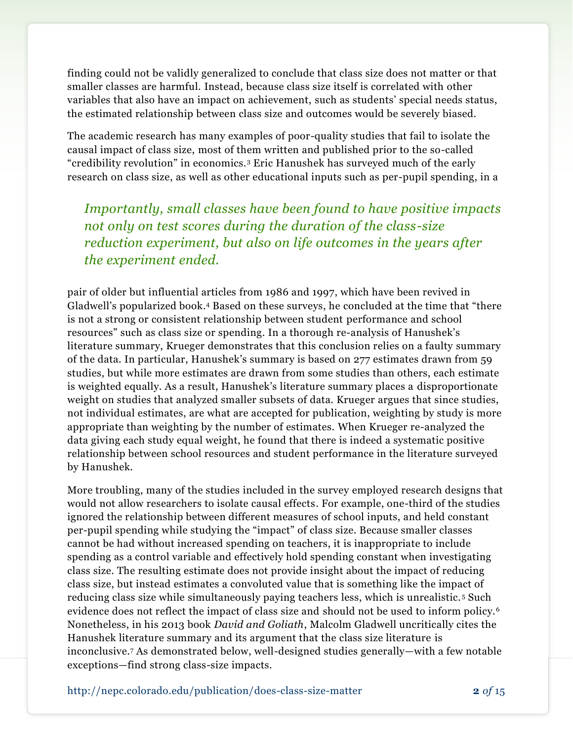finding could not be validly generalized to conclude that class size does not matter or that smaller classes are harmful. Instead, because class size itself is correlated with other variables that also have an impact on achievement, such as students' special needs status, the estimated relationship between class size and outcomes would be severely biased.

The academic research has many examples of poor-quality studies that fail to isolate the causal impact of class size, most of them written and published prior to the so-called "credibility revolution" in economics.[3] Eric Hanushek has surveyed much of the early research on class size, as well as other educational inputs such as per-pupil spending, in a pair of older but influential articles from 1986 and 1997, which have been revived in Gladwell's popularized book.[4] Based on these surveys, he concluded at the time that "there is not a strong or consistent relationship between student performance and school resources" such as class size or spending. In a thorough re-analysis of Hanushek's literature summary, Krueger demonstrates that this conclusion relies on a faulty summary of the data. In particular, Hanushek's summary is based on 277 estimates drawn from 59 studies, but while more estimates are drawn from some studies than others, each estimate is weighted equally. As a result, Hanushek's literature summary places a disproportionate weight on studies that analyzed smaller subsets of data. Krueger argues that since studies, not individual estimates, are what are accepted for publication, weighting by study is more appropriate than weighting by the number of estimates. When Krueger re-analyzed the data giving each study equal weight, he found that there is indeed a systematic positive relationship between school resources and student performance in the literature surveyed by Hanushek.

> *Importantly, small classes have been found to have positive impacts not only on test scores during the duration of the class-size reduction experiment, but also on life outcomes in the years after the experiment ended.*

More troubling, many of the studies included in the survey employed research designs that would not allow researchers to isolate causal effects. For example, one-third of the studies ignored the relationship between different measures of school inputs, and held constant per-pupil spending while studying the "impact" of class size. Because smaller classes cannot be had without increased spending on teachers, it is inappropriate to include spending as a control variable and effectively hold spending constant when investigating class size. The resulting estimate does not provide insight about the impact of reducing class size, but instead estimates a convoluted value that is something like the impact of reducing class size while simultaneously paying teachers less, which is unrealistic.[5] Such evidence does not reflect the impact of class size and should not be used to inform policy.[6] Nonetheless, in his 2013 book *David and Goliath*, Malcolm Gladwell uncritically cites the Hanushek literature summary and its argument that the class size literature is inconclusive.[7] As demonstrated below, well-designed studies generally—with a few notable exceptions—find strong class-size impacts.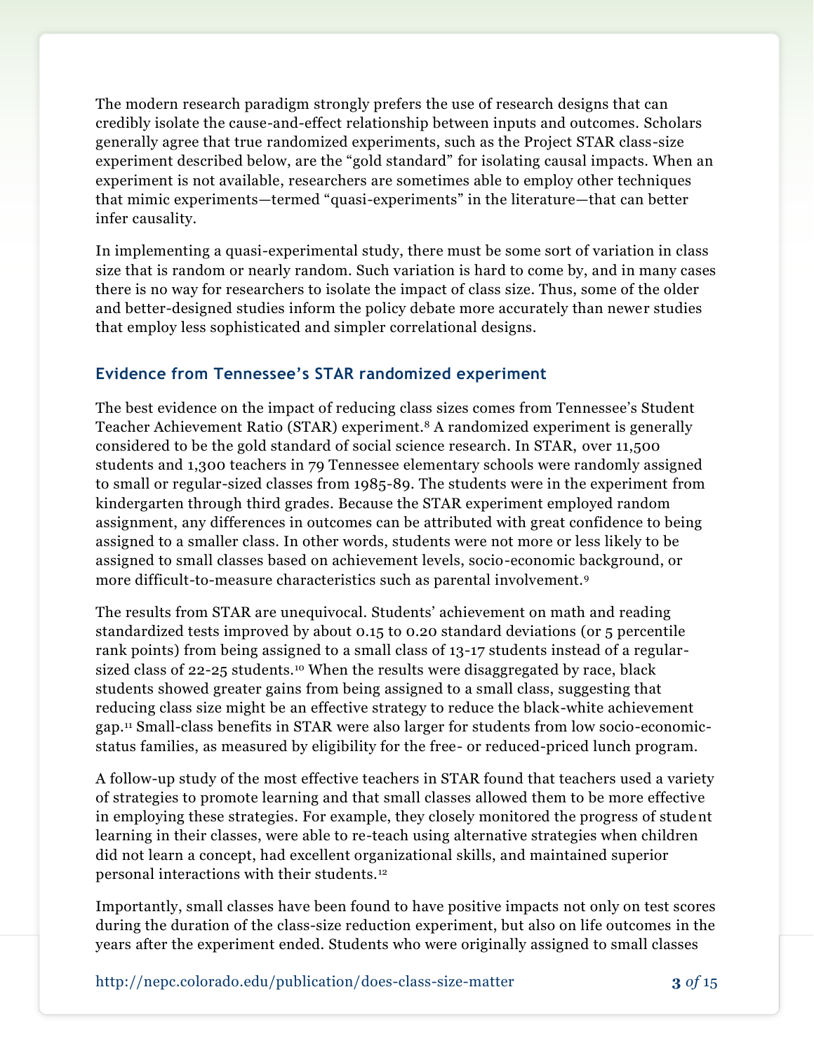The modern research paradigm strongly prefers the use of research designs that can credibly isolate the cause-and-effect relationship between inputs and outcomes. Scholars generally agree that true randomized experiments, such as the Project STAR class-size experiment described below, are the "gold standard" for isolating causal impacts. When an experiment is not available, researchers are sometimes able to employ other techniques that mimic experiments—termed "quasi-experiments" in the literature—that can better infer causality.

In implementing a quasi-experimental study, there must be some sort of variation in class size that is random or nearly random. Such variation is hard to come by, and in many cases there is no way for researchers to isolate the impact of class size. Thus, some of the older and better-designed studies inform the policy debate more accurately than newer studies that employ less sophisticated and simpler correlational designs.

### Evidence from Tennessee's STAR randomized experiment

The best evidence on the impact of reducing class sizes comes from Tennessee's Student Teacher Achievement Ratio (STAR) experiment.[8] A randomized experiment is generally considered to be the gold standard of social science research. In STAR, over 11,500 students and 1,300 teachers in 79 Tennessee elementary schools were randomly assigned to small or regular-sized classes from 1985-89. The students were in the experiment from kindergarten through third grades. Because the STAR experiment employed random assignment, any differences in outcomes can be attributed with great confidence to being assigned to a smaller class. In other words, students were not more or less likely to be assigned to small classes based on achievement levels, socio-economic background, or more difficult-to-measure characteristics such as parental involvement.[9]

The results from STAR are unequivocal. Students' achievement on math and reading standardized tests improved by about 0.15 to 0.20 standard deviations (or 5 percentile rank points) from being assigned to a small class of 13-17 students instead of a regular-sized class of 22-25 students.[10] When the results were disaggregated by race, black students showed greater gains from being assigned to a small class, suggesting that reducing class size might be an effective strategy to reduce the black-white achievement gap.[11] Small-class benefits in STAR were also larger for students from low socio-economic-status families, as measured by eligibility for the free- or reduced-priced lunch program.

A follow-up study of the most effective teachers in STAR found that teachers used a variety of strategies to promote learning and that small classes allowed them to be more effective in employing these strategies. For example, they closely monitored the progress of student learning in their classes, were able to re-teach using alternative strategies when children did not learn a concept, had excellent organizational skills, and maintained superior personal interactions with their students.[12]

Importantly, small classes have been found to have positive impacts not only on test scores during the duration of the class-size reduction experiment, but also on life outcomes in the years after the experiment ended. Students who were originally assigned to small classes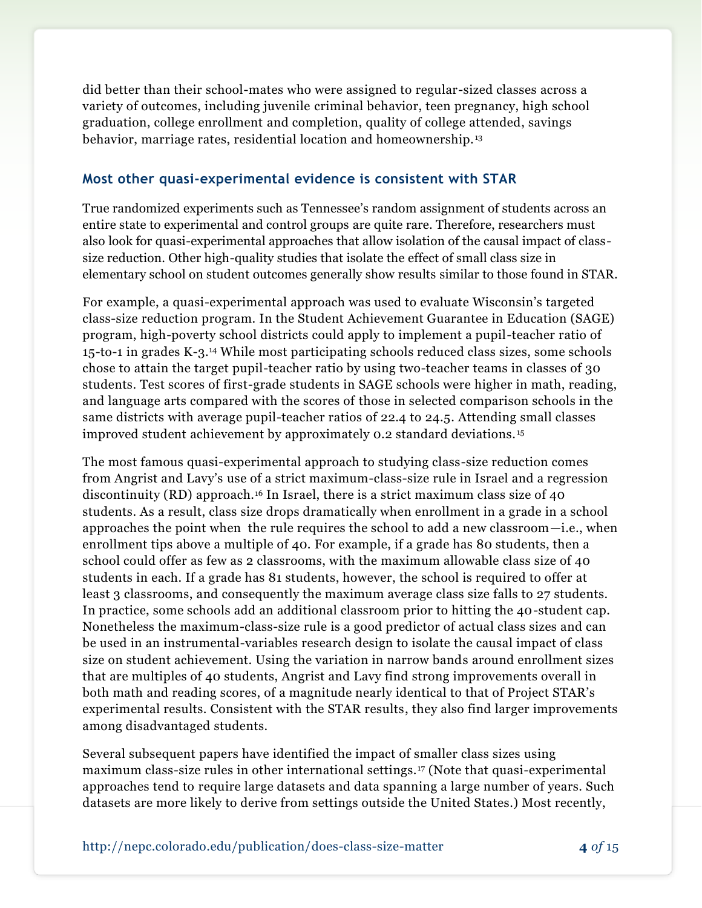did better than their school-mates who were assigned to regular-sized classes across a variety of outcomes, including juvenile criminal behavior, teen pregnancy, high school graduation, college enrollment and completion, quality of college attended, savings behavior, marriage rates, residential location and homeownership.[13]

## Most other quasi-experimental evidence is consistent with STAR

True randomized experiments such as Tennessee's random assignment of students across an entire state to experimental and control groups are quite rare. Therefore, researchers must also look for quasi-experimental approaches that allow isolation of the causal impact of class-size reduction. Other high-quality studies that isolate the effect of small class size in elementary school on student outcomes generally show results similar to those found in STAR.

For example, a quasi-experimental approach was used to evaluate Wisconsin's targeted class-size reduction program. In the Student Achievement Guarantee in Education (SAGE) program, high-poverty school districts could apply to implement a pupil-teacher ratio of 15-to-1 in grades K-3.[14] While most participating schools reduced class sizes, some schools chose to attain the target pupil-teacher ratio by using two-teacher teams in classes of 30 students. Test scores of first-grade students in SAGE schools were higher in math, reading, and language arts compared with the scores of those in selected comparison schools in the same districts with average pupil-teacher ratios of 22.4 to 24.5. Attending small classes improved student achievement by approximately 0.2 standard deviations.[15]

The most famous quasi-experimental approach to studying class-size reduction comes from Angrist and Lavy's use of a strict maximum-class-size rule in Israel and a regression discontinuity (RD) approach.[16] In Israel, there is a strict maximum class size of 40 students. As a result, class size drops dramatically when enrollment in a grade in a school approaches the point when the rule requires the school to add a new classroom—i.e., when enrollment tips above a multiple of 40. For example, if a grade has 80 students, then a school could offer as few as 2 classrooms, with the maximum allowable class size of 40 students in each. If a grade has 81 students, however, the school is required to offer at least 3 classrooms, and consequently the maximum average class size falls to 27 students. In practice, some schools add an additional classroom prior to hitting the 40-student cap. Nonetheless the maximum-class-size rule is a good predictor of actual class sizes and can be used in an instrumental-variables research design to isolate the causal impact of class size on student achievement. Using the variation in narrow bands around enrollment sizes that are multiples of 40 students, Angrist and Lavy find strong improvements overall in both math and reading scores, of a magnitude nearly identical to that of Project STAR's experimental results. Consistent with the STAR results, they also find larger improvements among disadvantaged students.

Several subsequent papers have identified the impact of smaller class sizes using maximum class-size rules in other international settings.[17] (Note that quasi-experimental approaches tend to require large datasets and data spanning a large number of years. Such datasets are more likely to derive from settings outside the United States.) Most recently,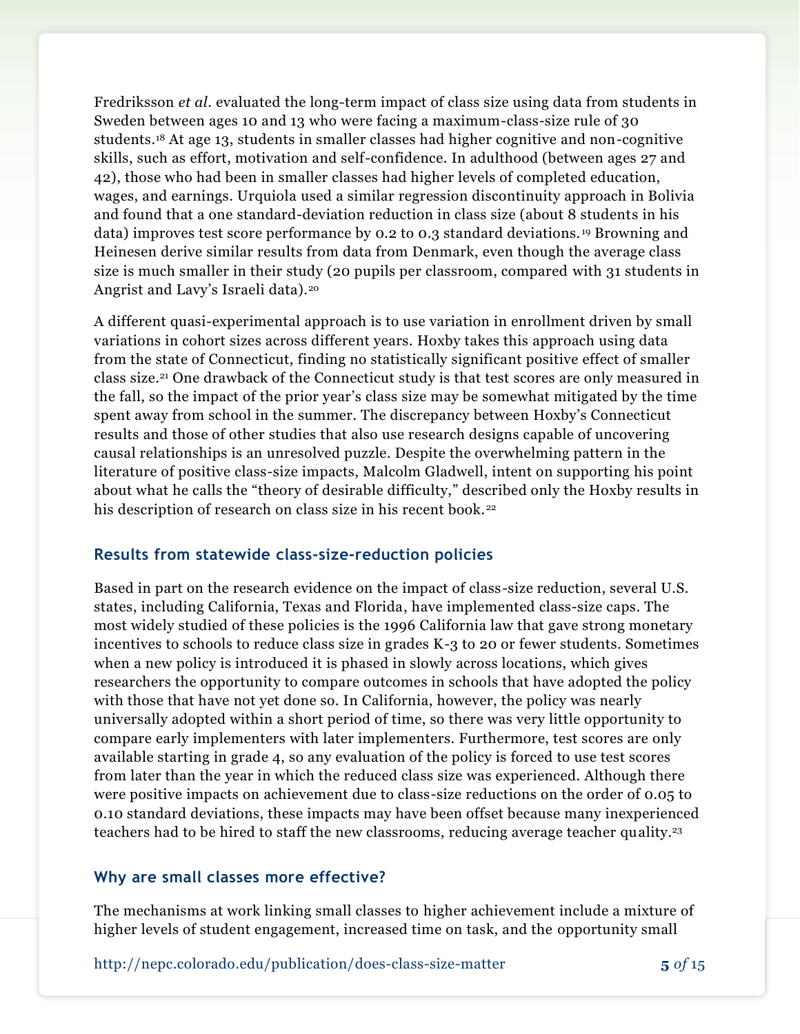Fredriksson *et al.* evaluated the long-term impact of class size using data from students in Sweden between ages 10 and 13 who were facing a maximum-class-size rule of 30 students.[18] At age 13, students in smaller classes had higher cognitive and non-cognitive skills, such as effort, motivation and self-confidence. In adulthood (between ages 27 and 42), those who had been in smaller classes had higher levels of completed education, wages, and earnings. Urquiola used a similar regression discontinuity approach in Bolivia and found that a one standard-deviation reduction in class size (about 8 students in his data) improves test score performance by 0.2 to 0.3 standard deviations.[19] Browning and Heinesen derive similar results from data from Denmark, even though the average class size is much smaller in their study (20 pupils per classroom, compared with 31 students in Angrist and Lavy's Israeli data).[20]

A different quasi-experimental approach is to use variation in enrollment driven by small variations in cohort sizes across different years. Hoxby takes this approach using data from the state of Connecticut, finding no statistically significant positive effect of smaller class size.[21] One drawback of the Connecticut study is that test scores are only measured in the fall, so the impact of the prior year's class size may be somewhat mitigated by the time spent away from school in the summer. The discrepancy between Hoxby's Connecticut results and those of other studies that also use research designs capable of uncovering causal relationships is an unresolved puzzle. Despite the overwhelming pattern in the literature of positive class-size impacts, Malcolm Gladwell, intent on supporting his point about what he calls the "theory of desirable difficulty," described only the Hoxby results in his description of research on class size in his recent book.[22]

### Results from statewide class-size-reduction policies

Based in part on the research evidence on the impact of class-size reduction, several U.S. states, including California, Texas and Florida, have implemented class-size caps. The most widely studied of these policies is the 1996 California law that gave strong monetary incentives to schools to reduce class size in grades K-3 to 20 or fewer students. Sometimes when a new policy is introduced it is phased in slowly across locations, which gives researchers the opportunity to compare outcomes in schools that have adopted the policy with those that have not yet done so. In California, however, the policy was nearly universally adopted within a short period of time, so there was very little opportunity to compare early implementers with later implementers. Furthermore, test scores are only available starting in grade 4, so any evaluation of the policy is forced to use test scores from later than the year in which the reduced class size was experienced. Although there were positive impacts on achievement due to class-size reductions on the order of 0.05 to 0.10 standard deviations, these impacts may have been offset because many inexperienced teachers had to be hired to staff the new classrooms, reducing average teacher quality.[23]

### Why are small classes more effective?

The mechanisms at work linking small classes to higher achievement include a mixture of higher levels of student engagement, increased time on task, and the opportunity small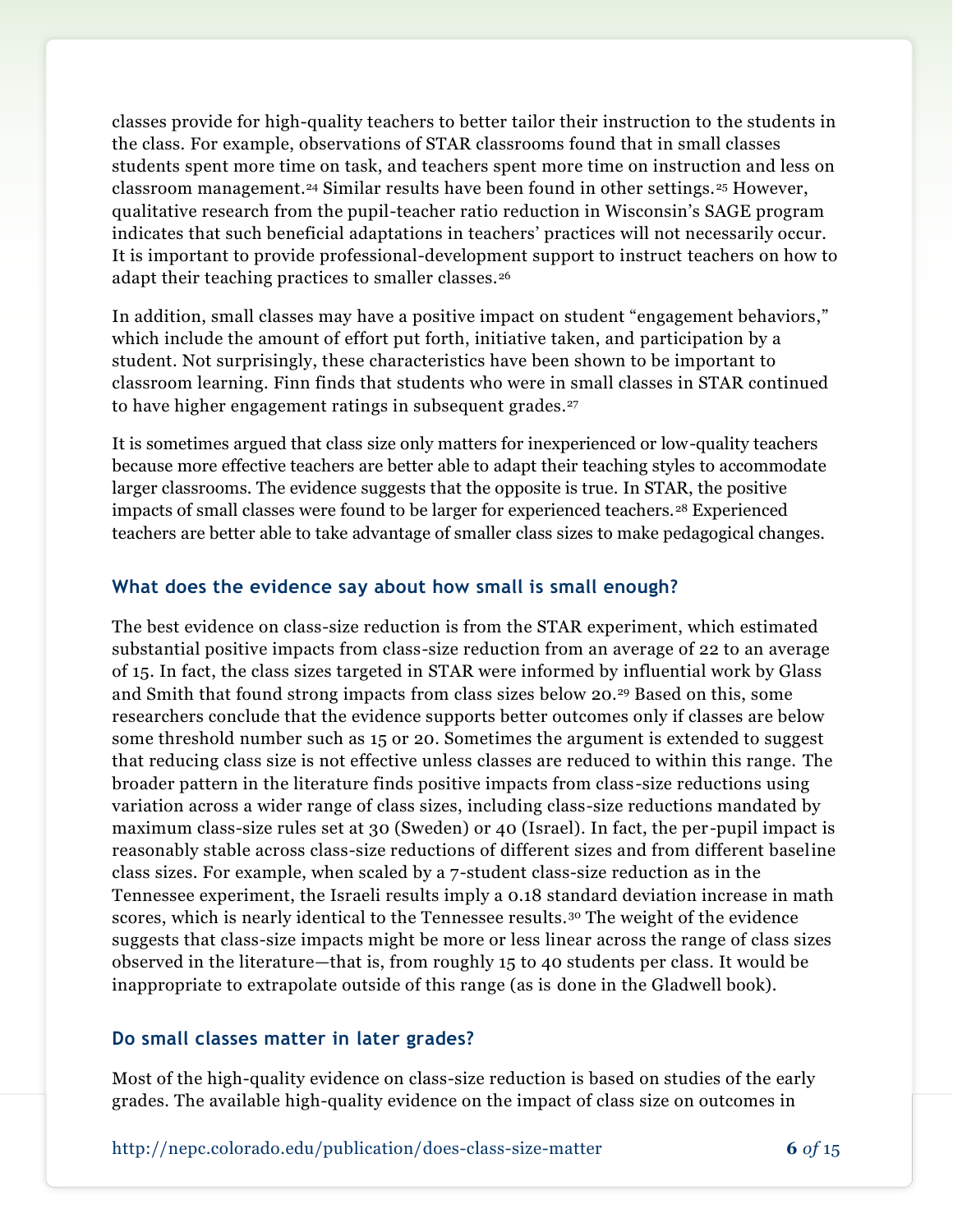classes provide for high-quality teachers to better tailor their instruction to the students in the class. For example, observations of STAR classrooms found that in small classes students spent more time on task, and teachers spent more time on instruction and less on classroom management.[24] Similar results have been found in other settings.[25] However, qualitative research from the pupil-teacher ratio reduction in Wisconsin's SAGE program indicates that such beneficial adaptations in teachers' practices will not necessarily occur. It is important to provide professional-development support to instruct teachers on how to adapt their teaching practices to smaller classes.[26]

In addition, small classes may have a positive impact on student "engagement behaviors," which include the amount of effort put forth, initiative taken, and participation by a student. Not surprisingly, these characteristics have been shown to be important to classroom learning. Finn finds that students who were in small classes in STAR continued to have higher engagement ratings in subsequent grades.[27]

It is sometimes argued that class size only matters for inexperienced or low-quality teachers because more effective teachers are better able to adapt their teaching styles to accommodate larger classrooms. The evidence suggests that the opposite is true. In STAR, the positive impacts of small classes were found to be larger for experienced teachers.[28] Experienced teachers are better able to take advantage of smaller class sizes to make pedagogical changes.

### What does the evidence say about how small is small enough?

The best evidence on class-size reduction is from the STAR experiment, which estimated substantial positive impacts from class-size reduction from an average of 22 to an average of 15. In fact, the class sizes targeted in STAR were informed by influential work by Glass and Smith that found strong impacts from class sizes below 20.[29] Based on this, some researchers conclude that the evidence supports better outcomes only if classes are below some threshold number such as 15 or 20. Sometimes the argument is extended to suggest that reducing class size is not effective unless classes are reduced to within this range. The broader pattern in the literature finds positive impacts from class-size reductions using variation across a wider range of class sizes, including class-size reductions mandated by maximum class-size rules set at 30 (Sweden) or 40 (Israel). In fact, the per-pupil impact is reasonably stable across class-size reductions of different sizes and from different baseline class sizes. For example, when scaled by a 7-student class-size reduction as in the Tennessee experiment, the Israeli results imply a 0.18 standard deviation increase in math scores, which is nearly identical to the Tennessee results.[30] The weight of the evidence suggests that class-size impacts might be more or less linear across the range of class sizes observed in the literature—that is, from roughly 15 to 40 students per class. It would be inappropriate to extrapolate outside of this range (as is done in the Gladwell book).

### Do small classes matter in later grades?

Most of the high-quality evidence on class-size reduction is based on studies of the early grades. The available high-quality evidence on the impact of class size on outcomes in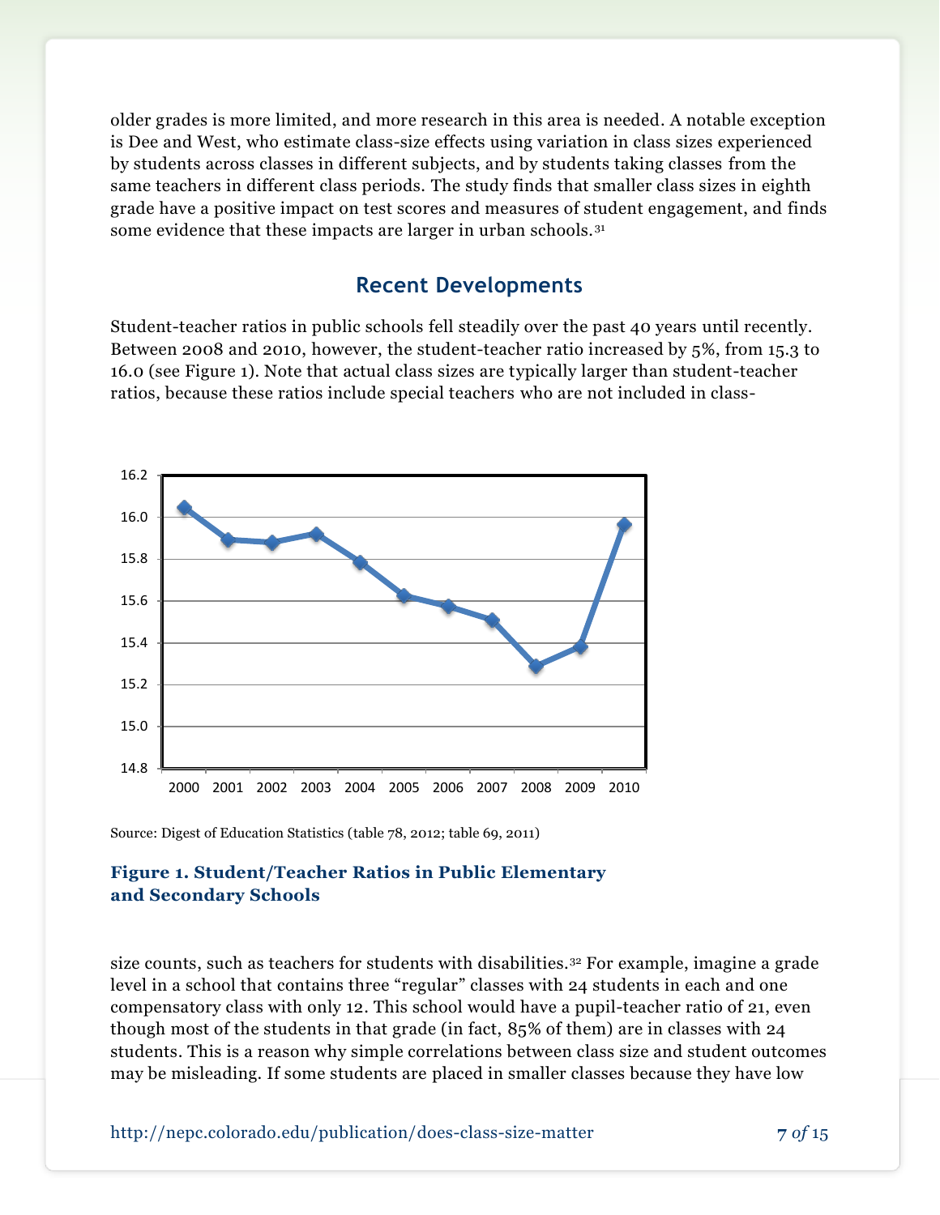older grades is more limited, and more research in this area is needed. A notable exception is Dee and West, who estimate class-size effects using variation in class sizes experienced by students across classes in different subjects, and by students taking classes from the same teachers in different class periods. The study finds that smaller class sizes in eighth grade have a positive impact on test scores and measures of student engagement, and finds some evidence that these impacts are larger in urban schools.[31]

## Recent Developments

Student-teacher ratios in public schools fell steadily over the past 40 years until recently. Between 2008 and 2010, however, the student-teacher ratio increased by 5%, from 15.3 to 16.0 (see Figure 1). Note that actual class sizes are typically larger than student-teacher ratios, because these ratios include special teachers who are not included in class-size counts, such as teachers for students with disabilities.[32] For example, imagine a grade level in a school that contains three "regular" classes with 24 students in each and one compensatory class with only 12. This school would have a pupil-teacher ratio of 21, even though most of the students in that grade (in fact, 85% of them) are in classes with 24 students. This is a reason why simple correlations between class size and student outcomes may be misleading. If some students are placed in smaller classes because they have low

Source: Digest of Education Statistics (table 78, 2012; table 69, 2011)

**Figure 1. Student/Teacher Ratios in Public Elementary and Secondary Schools**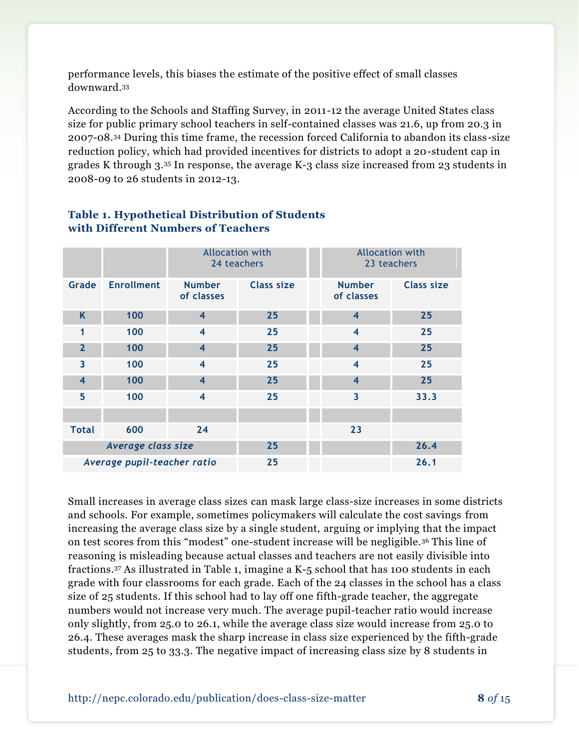performance levels, this biases the estimate of the positive effect of small classes downward.[33]

According to the Schools and Staffing Survey, in 2011-12 the average United States class size for public primary school teachers in self-contained classes was 21.6, up from 20.3 in 2007-08.[34] During this time frame, the recession forced California to abandon its class-size reduction policy, which had provided incentives for districts to adopt a 20-student cap in grades K through 3.[35] In response, the average K-3 class size increased from 23 students in 2008-09 to 26 students in 2012-13.

**Table 1. Hypothetical Distribution of Students with Different Numbers of Teachers**

| | | Allocation with 24 teachers | | Allocation with 23 teachers | |
|---|---|---|---|---|---|
| Grade | Enrollment | Number of classes | Class size | Number of classes | Class size |
| K | 100 | 4 | 25 | 4 | 25 |
| 1 | 100 | 4 | 25 | 4 | 25 |
| 2 | 100 | 4 | 25 | 4 | 25 |
| 3 | 100 | 4 | 25 | 4 | 25 |
| 4 | 100 | 4 | 25 | 4 | 25 |
| 5 | 100 | 4 | 25 | 3 | 33.3 |
| | | | | | |
| Total | 600 | 24 | | 23 | |
| *Average class size* | | | 25 | | 26.4 |
| *Average pupil-teacher ratio* | | | 25 | | 26.1 |

Small increases in average class sizes can mask large class-size increases in some districts and schools. For example, sometimes policymakers will calculate the cost savings from increasing the average class size by a single student, arguing or implying that the impact on test scores from this "modest" one-student increase will be negligible.[36] This line of reasoning is misleading because actual classes and teachers are not easily divisible into fractions.[37] As illustrated in Table 1, imagine a K-5 school that has 100 students in each grade with four classrooms for each grade. Each of the 24 classes in the school has a class size of 25 students. If this school had to lay off one fifth-grade teacher, the aggregate numbers would not increase very much. The average pupil-teacher ratio would increase only slightly, from 25.0 to 26.1, while the average class size would increase from 25.0 to 26.4. These averages mask the sharp increase in class size experienced by the fifth-grade students, from 25 to 33.3. The negative impact of increasing class size by 8 students in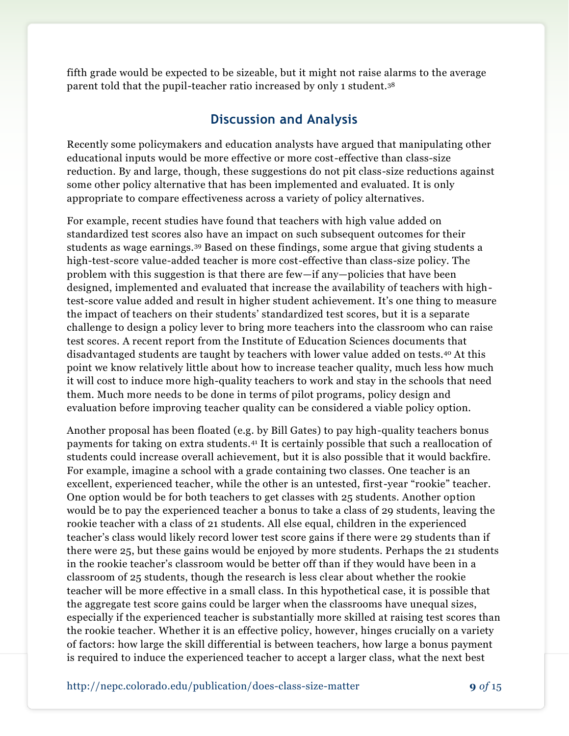fifth grade would be expected to be sizeable, but it might not raise alarms to the average parent told that the pupil-teacher ratio increased by only 1 student.[38]

## Discussion and Analysis

Recently some policymakers and education analysts have argued that manipulating other educational inputs would be more effective or more cost-effective than class-size reduction. By and large, though, these suggestions do not pit class-size reductions against some other policy alternative that has been implemented and evaluated. It is only appropriate to compare effectiveness across a variety of policy alternatives.

For example, recent studies have found that teachers with high value added on standardized test scores also have an impact on such subsequent outcomes for their students as wage earnings.[39] Based on these findings, some argue that giving students a high-test-score value-added teacher is more cost-effective than class-size policy. The problem with this suggestion is that there are few—if any—policies that have been designed, implemented and evaluated that increase the availability of teachers with high-test-score value added and result in higher student achievement. It's one thing to measure the impact of teachers on their students' standardized test scores, but it is a separate challenge to design a policy lever to bring more teachers into the classroom who can raise test scores. A recent report from the Institute of Education Sciences documents that disadvantaged students are taught by teachers with lower value added on tests.[40] At this point we know relatively little about how to increase teacher quality, much less how much it will cost to induce more high-quality teachers to work and stay in the schools that need them. Much more needs to be done in terms of pilot programs, policy design and evaluation before improving teacher quality can be considered a viable policy option.

Another proposal has been floated (e.g. by Bill Gates) to pay high-quality teachers bonus payments for taking on extra students.[41] It is certainly possible that such a reallocation of students could increase overall achievement, but it is also possible that it would backfire. For example, imagine a school with a grade containing two classes. One teacher is an excellent, experienced teacher, while the other is an untested, first-year "rookie" teacher. One option would be for both teachers to get classes with 25 students. Another option would be to pay the experienced teacher a bonus to take a class of 29 students, leaving the rookie teacher with a class of 21 students. All else equal, children in the experienced teacher's class would likely record lower test score gains if there were 29 students than if there were 25, but these gains would be enjoyed by more students. Perhaps the 21 students in the rookie teacher's classroom would be better off than if they would have been in a classroom of 25 students, though the research is less clear about whether the rookie teacher will be more effective in a small class. In this hypothetical case, it is possible that the aggregate test score gains could be larger when the classrooms have unequal sizes, especially if the experienced teacher is substantially more skilled at raising test scores than the rookie teacher. Whether it is an effective policy, however, hinges crucially on a variety of factors: how large the skill differential is between teachers, how large a bonus payment is required to induce the experienced teacher to accept a larger class, what the next best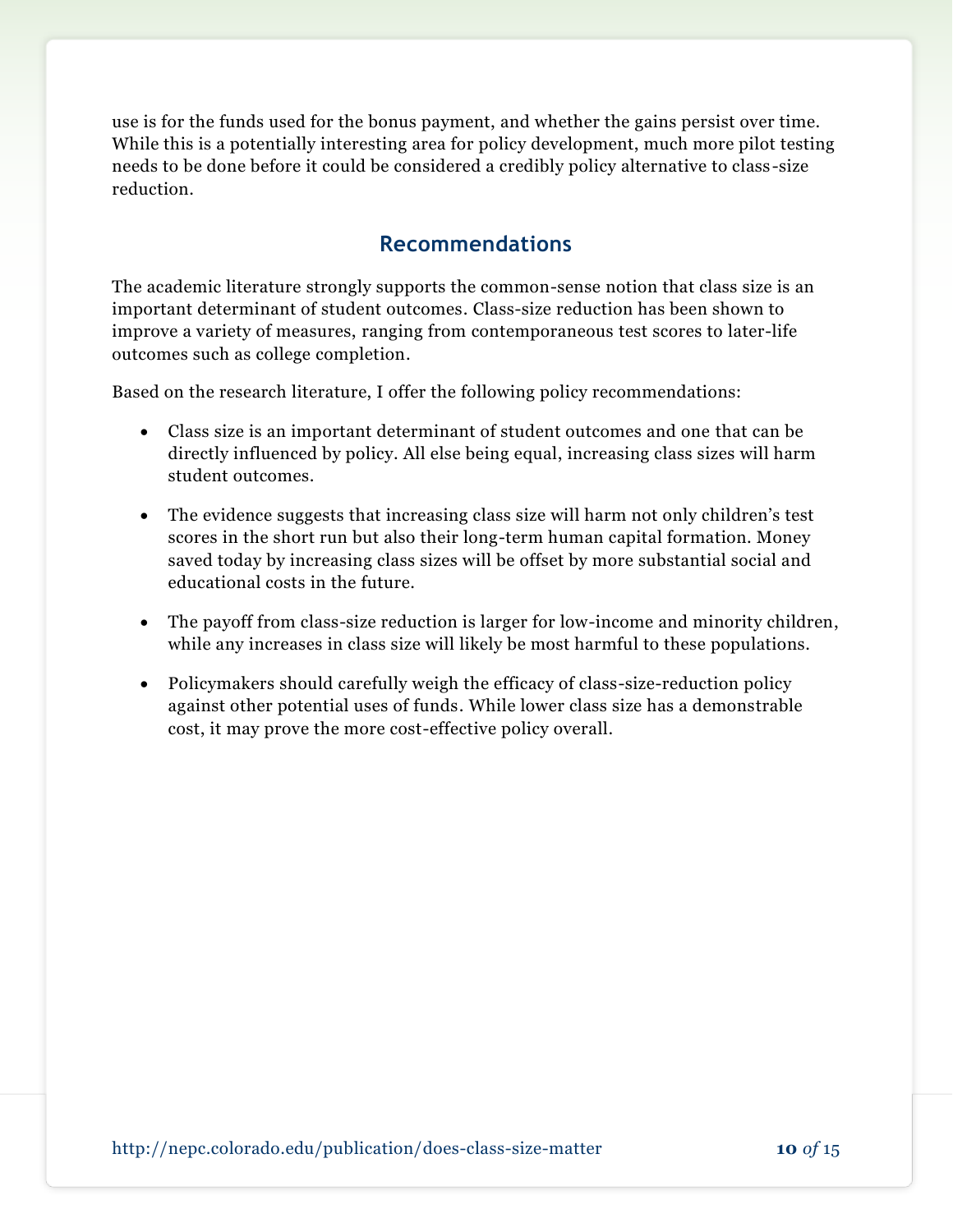use is for the funds used for the bonus payment, and whether the gains persist over time. While this is a potentially interesting area for policy development, much more pilot testing needs to be done before it could be considered a credibly policy alternative to class-size reduction.

## Recommendations

The academic literature strongly supports the common-sense notion that class size is an important determinant of student outcomes. Class-size reduction has been shown to improve a variety of measures, ranging from contemporaneous test scores to later-life outcomes such as college completion.

Based on the research literature, I offer the following policy recommendations:

- Class size is an important determinant of student outcomes and one that can be directly influenced by policy. All else being equal, increasing class sizes will harm student outcomes.
- The evidence suggests that increasing class size will harm not only children's test scores in the short run but also their long-term human capital formation. Money saved today by increasing class sizes will be offset by more substantial social and educational costs in the future.
- The payoff from class-size reduction is larger for low-income and minority children, while any increases in class size will likely be most harmful to these populations.
- Policymakers should carefully weigh the efficacy of class-size-reduction policy against other potential uses of funds. While lower class size has a demonstrable cost, it may prove the more cost-effective policy overall.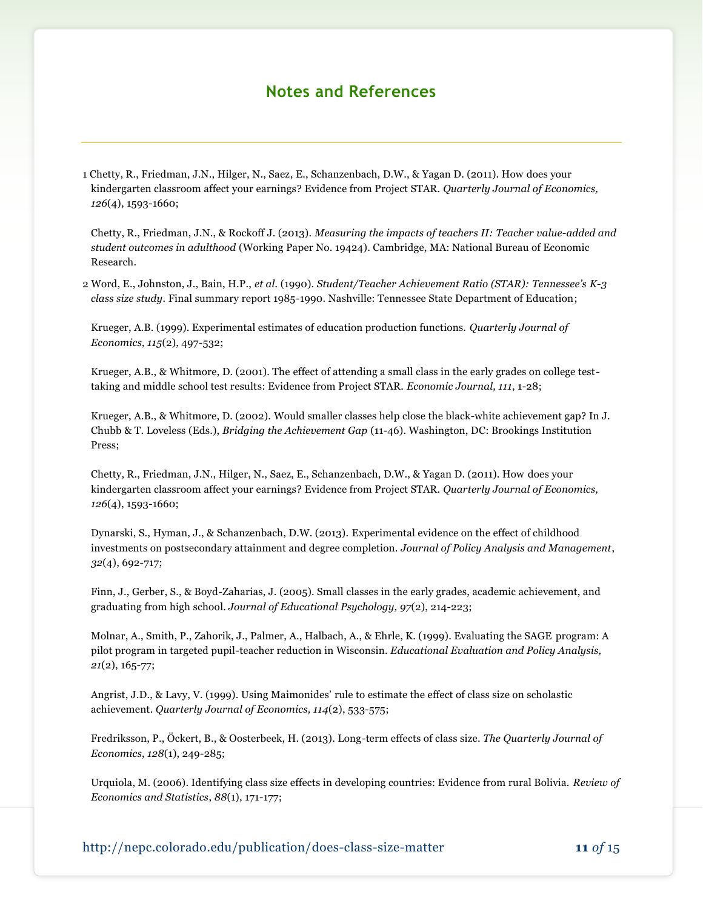## Notes and References

1 Chetty, R., Friedman, J.N., Hilger, N., Saez, E., Schanzenbach, D.W., & Yagan D. (2011). How does your kindergarten classroom affect your earnings? Evidence from Project STAR. *Quarterly Journal of Economics, 126*(4), 1593-1660;

Chetty, R., Friedman, J.N., & Rockoff J. (2013). *Measuring the impacts of teachers II: Teacher value-added and student outcomes in adulthood* (Working Paper No. 19424). Cambridge, MA: National Bureau of Economic Research.

2 Word, E., Johnston, J., Bain, H.P., *et al.* (1990). *Student/Teacher Achievement Ratio (STAR): Tennessee's K-3 class size study*. Final summary report 1985-1990. Nashville: Tennessee State Department of Education;

Krueger, A.B. (1999). Experimental estimates of education production functions. *Quarterly Journal of Economics, 115*(2), 497-532;

Krueger, A.B., & Whitmore, D. (2001). The effect of attending a small class in the early grades on college test-taking and middle school test results: Evidence from Project STAR. *Economic Journal, 111*, 1-28;

Krueger, A.B., & Whitmore, D. (2002). Would smaller classes help close the black-white achievement gap? In J. Chubb & T. Loveless (Eds.), *Bridging the Achievement Gap* (11-46). Washington, DC: Brookings Institution Press;

Chetty, R., Friedman, J.N., Hilger, N., Saez, E., Schanzenbach, D.W., & Yagan D. (2011). How does your kindergarten classroom affect your earnings? Evidence from Project STAR. *Quarterly Journal of Economics, 126*(4), 1593-1660;

Dynarski, S., Hyman, J., & Schanzenbach, D.W. (2013). Experimental evidence on the effect of childhood investments on postsecondary attainment and degree completion. *Journal of Policy Analysis and Management*, *32*(4), 692-717;

Finn, J., Gerber, S., & Boyd-Zaharias, J. (2005). Small classes in the early grades, academic achievement, and graduating from high school. *Journal of Educational Psychology, 97*(2), 214-223;

Molnar, A., Smith, P., Zahorik, J., Palmer, A., Halbach, A., & Ehrle, K. (1999). Evaluating the SAGE program: A pilot program in targeted pupil-teacher reduction in Wisconsin. *Educational Evaluation and Policy Analysis, 21*(2), 165-77;

Angrist, J.D., & Lavy, V. (1999). Using Maimonides' rule to estimate the effect of class size on scholastic achievement. *Quarterly Journal of Economics, 114*(2), 533-575;

Fredriksson, P., Öckert, B., & Oosterbeek, H. (2013). Long-term effects of class size. *The Quarterly Journal of Economics*, *128*(1), 249-285;

Urquiola, M. (2006). Identifying class size effects in developing countries: Evidence from rural Bolivia. *Review of Economics and Statistics*, *88*(1), 171-177;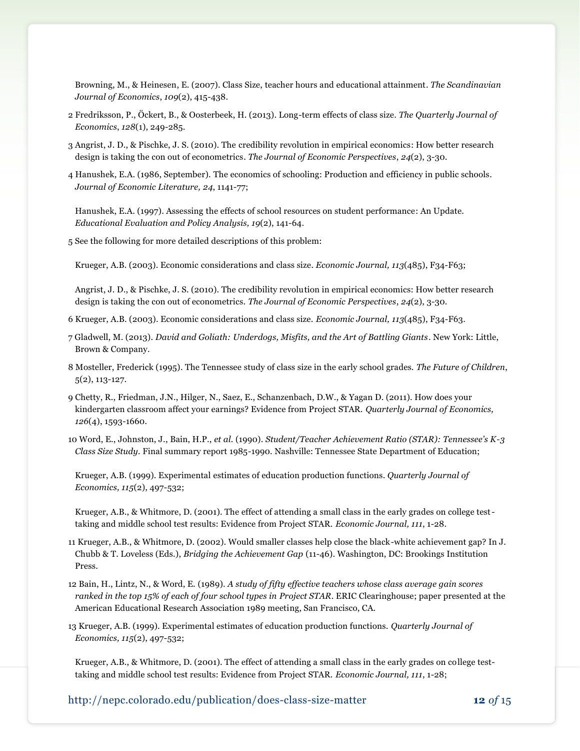Browning, M., & Heinesen, E. (2007). Class Size, teacher hours and educational attainment. *The Scandinavian Journal of Economics*, *109*(2), 415-438.

2 Fredriksson, P., Öckert, B., & Oosterbeek, H. (2013). Long-term effects of class size. *The Quarterly Journal of Economics*, *128*(1), 249-285.

3 Angrist, J. D., & Pischke, J. S. (2010). The credibility revolution in empirical economics: How better research design is taking the con out of econometrics. *The Journal of Economic Perspectives*, *24*(2), 3-30.

4 Hanushek, E.A. (1986, September). The economics of schooling: Production and efficiency in public schools. *Journal of Economic Literature, 24*, 1141-77;

Hanushek, E.A. (1997). Assessing the effects of school resources on student performance: An Update. *Educational Evaluation and Policy Analysis, 19*(2), 141-64.

5 See the following for more detailed descriptions of this problem:

Krueger, A.B. (2003). Economic considerations and class size. *Economic Journal, 113*(485), F34-F63;

Angrist, J. D., & Pischke, J. S. (2010). The credibility revolution in empirical economics: How better research design is taking the con out of econometrics. *The Journal of Economic Perspectives*, *24*(2), 3-30.

6 Krueger, A.B. (2003). Economic considerations and class size. *Economic Journal, 113*(485), F34-F63.

7 Gladwell, M. (2013). *David and Goliath: Underdogs, Misfits, and the Art of Battling Giants*. New York: Little, Brown & Company.

8 Mosteller, Frederick (1995). The Tennessee study of class size in the early school grades. *The Future of Children*, 5(2), 113-127.

9 Chetty, R., Friedman, J.N., Hilger, N., Saez, E., Schanzenbach, D.W., & Yagan D. (2011). How does your kindergarten classroom affect your earnings? Evidence from Project STAR. *Quarterly Journal of Economics, 126*(4), 1593-1660.

10 Word, E., Johnston, J., Bain, H.P., *et al.* (1990). *Student/Teacher Achievement Ratio (STAR): Tennessee's K-3 Class Size Study*. Final summary report 1985-1990. Nashville: Tennessee State Department of Education;

Krueger, A.B. (1999). Experimental estimates of education production functions. *Quarterly Journal of Economics, 115*(2), 497-532;

Krueger, A.B., & Whitmore, D. (2001). The effect of attending a small class in the early grades on college test-taking and middle school test results: Evidence from Project STAR. *Economic Journal, 111*, 1-28.

11 Krueger, A.B., & Whitmore, D. (2002). Would smaller classes help close the black-white achievement gap? In J. Chubb & T. Loveless (Eds.), *Bridging the Achievement Gap* (11-46). Washington, DC: Brookings Institution Press.

12 Bain, H., Lintz, N., & Word, E. (1989). *A study of fifty effective teachers whose class average gain scores ranked in the top 15% of each of four school types in Project STAR*. ERIC Clearinghouse; paper presented at the American Educational Research Association 1989 meeting, San Francisco, CA.

13 Krueger, A.B. (1999). Experimental estimates of education production functions. *Quarterly Journal of Economics, 115*(2), 497-532;

Krueger, A.B., & Whitmore, D. (2001). The effect of attending a small class in the early grades on college test-taking and middle school test results: Evidence from Project STAR. *Economic Journal, 111*, 1-28;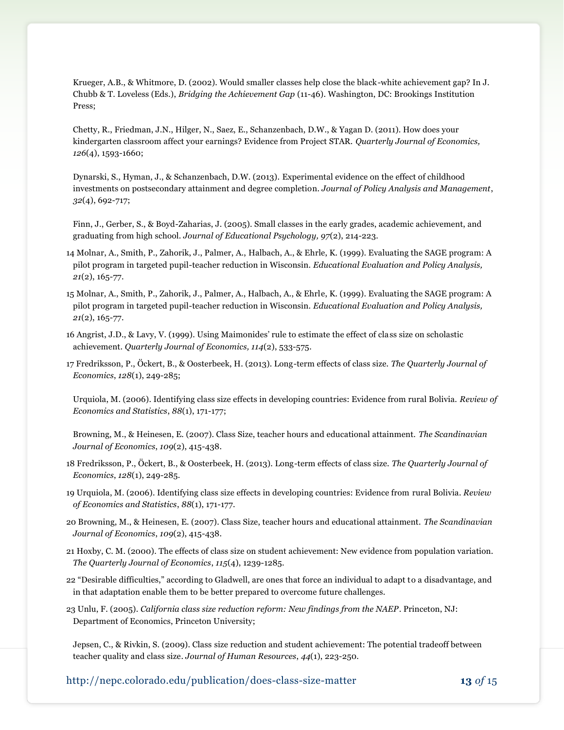Krueger, A.B., & Whitmore, D. (2002). Would smaller classes help close the black-white achievement gap? In J. Chubb & T. Loveless (Eds.), *Bridging the Achievement Gap* (11-46). Washington, DC: Brookings Institution Press;

Chetty, R., Friedman, J.N., Hilger, N., Saez, E., Schanzenbach, D.W., & Yagan D. (2011). How does your kindergarten classroom affect your earnings? Evidence from Project STAR. *Quarterly Journal of Economics, 126*(4), 1593-1660;

Dynarski, S., Hyman, J., & Schanzenbach, D.W. (2013). Experimental evidence on the effect of childhood investments on postsecondary attainment and degree completion. *Journal of Policy Analysis and Management*, *32*(4), 692-717;

Finn, J., Gerber, S., & Boyd-Zaharias, J. (2005). Small classes in the early grades, academic achievement, and graduating from high school. *Journal of Educational Psychology, 97*(2), 214-223.

14 Molnar, A., Smith, P., Zahorik, J., Palmer, A., Halbach, A., & Ehrle, K. (1999). Evaluating the SAGE program: A pilot program in targeted pupil-teacher reduction in Wisconsin. *Educational Evaluation and Policy Analysis, 21*(2), 165-77.

15 Molnar, A., Smith, P., Zahorik, J., Palmer, A., Halbach, A., & Ehrle, K. (1999). Evaluating the SAGE program: A pilot program in targeted pupil-teacher reduction in Wisconsin. *Educational Evaluation and Policy Analysis, 21*(2), 165-77.

16 Angrist, J.D., & Lavy, V. (1999). Using Maimonides' rule to estimate the effect of class size on scholastic achievement. *Quarterly Journal of Economics, 114*(2), 533-575.

17 Fredriksson, P., Öckert, B., & Oosterbeek, H. (2013). Long-term effects of class size. *The Quarterly Journal of Economics*, *128*(1), 249-285;

Urquiola, M. (2006). Identifying class size effects in developing countries: Evidence from rural Bolivia. *Review of Economics and Statistics*, *88*(1), 171-177;

Browning, M., & Heinesen, E. (2007). Class Size, teacher hours and educational attainment. *The Scandinavian Journal of Economics*, *109*(2), 415-438.

18 Fredriksson, P., Öckert, B., & Oosterbeek, H. (2013). Long-term effects of class size. *The Quarterly Journal of Economics*, *128*(1), 249-285.

19 Urquiola, M. (2006). Identifying class size effects in developing countries: Evidence from rural Bolivia. *Review of Economics and Statistics*, *88*(1), 171-177.

20 Browning, M., & Heinesen, E. (2007). Class Size, teacher hours and educational attainment. *The Scandinavian Journal of Economics*, *109*(2), 415-438.

21 Hoxby, C. M. (2000). The effects of class size on student achievement: New evidence from population variation. *The Quarterly Journal of Economics*, *115*(4), 1239-1285.

22 "Desirable difficulties," according to Gladwell, are ones that force an individual to adapt to a disadvantage, and in that adaptation enable them to be better prepared to overcome future challenges.

23 Unlu, F. (2005). *California class size reduction reform: New findings from the NAEP*. Princeton, NJ: Department of Economics, Princeton University;

Jepsen, C., & Rivkin, S. (2009). Class size reduction and student achievement: The potential tradeoff between teacher quality and class size. *Journal of Human Resources*, *44*(1), 223-250.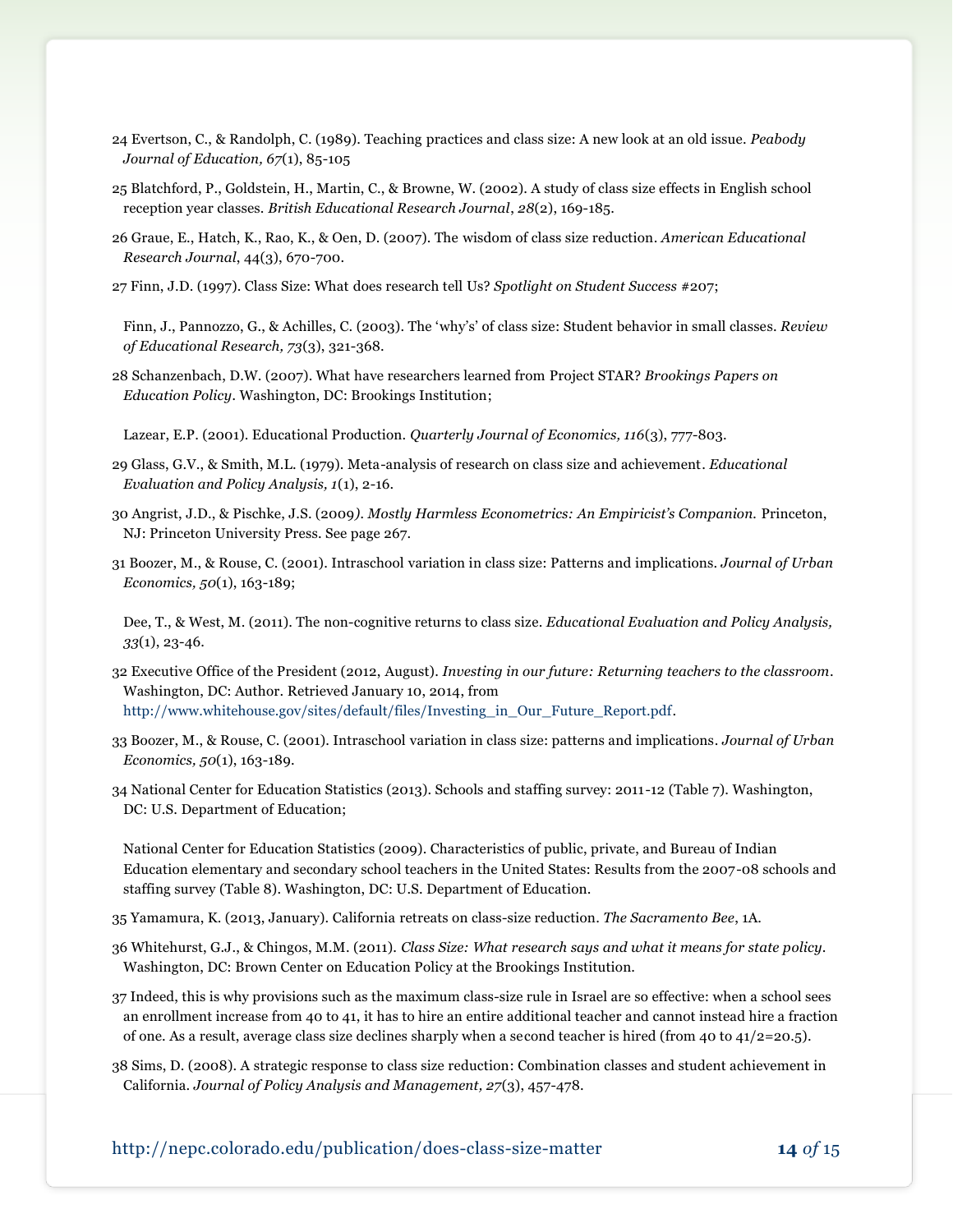24 Evertson, C., & Randolph, C. (1989). Teaching practices and class size: A new look at an old issue. *Peabody Journal of Education, 67*(1), 85-105

25 Blatchford, P., Goldstein, H., Martin, C., & Browne, W. (2002). A study of class size effects in English school reception year classes. *British Educational Research Journal*, *28*(2), 169-185.

26 Graue, E., Hatch, K., Rao, K., & Oen, D. (2007). The wisdom of class size reduction. *American Educational Research Journal*, 44(3), 670-700.

27 Finn, J.D. (1997). Class Size: What does research tell Us? *Spotlight on Student Success* #207;

Finn, J., Pannozzo, G., & Achilles, C. (2003). The 'why's' of class size: Student behavior in small classes. *Review of Educational Research, 73*(3), 321-368.

28 Schanzenbach, D.W. (2007). What have researchers learned from Project STAR? *Brookings Papers on Education Policy*. Washington, DC: Brookings Institution;

Lazear, E.P. (2001). Educational Production. *Quarterly Journal of Economics, 116*(3), 777-803.

29 Glass, G.V., & Smith, M.L. (1979). Meta-analysis of research on class size and achievement. *Educational Evaluation and Policy Analysis, 1*(1), 2-16.

30 Angrist, J.D., & Pischke, J.S. (2009*). Mostly Harmless Econometrics: An Empiricist's Companion.* Princeton, NJ: Princeton University Press. See page 267.

31 Boozer, M., & Rouse, C. (2001). Intraschool variation in class size: Patterns and implications. *Journal of Urban Economics, 50*(1), 163-189;

Dee, T., & West, M. (2011). The non-cognitive returns to class size. *Educational Evaluation and Policy Analysis, 33*(1), 23-46.

32 Executive Office of the President (2012, August). *Investing in our future: Returning teachers to the classroom*. Washington, DC: Author. Retrieved January 10, 2014, from http://www.whitehouse.gov/sites/default/files/Investing_in_Our_Future_Report.pdf.

33 Boozer, M., & Rouse, C. (2001). Intraschool variation in class size: patterns and implications. *Journal of Urban Economics, 50*(1), 163-189.

34 National Center for Education Statistics (2013). Schools and staffing survey: 2011-12 (Table 7). Washington, DC: U.S. Department of Education;

National Center for Education Statistics (2009). Characteristics of public, private, and Bureau of Indian Education elementary and secondary school teachers in the United States: Results from the 2007-08 schools and staffing survey (Table 8). Washington, DC: U.S. Department of Education.

35 Yamamura, K. (2013, January). California retreats on class-size reduction. *The Sacramento Bee*, 1A.

36 Whitehurst, G.J., & Chingos, M.M. (2011). *Class Size: What research says and what it means for state policy*. Washington, DC: Brown Center on Education Policy at the Brookings Institution.

37 Indeed, this is why provisions such as the maximum class-size rule in Israel are so effective: when a school sees an enrollment increase from 40 to 41, it has to hire an entire additional teacher and cannot instead hire a fraction of one. As a result, average class size declines sharply when a second teacher is hired (from 40 to 41/2=20.5).

38 Sims, D. (2008). A strategic response to class size reduction: Combination classes and student achievement in California. *Journal of Policy Analysis and Management, 27*(3), 457-478.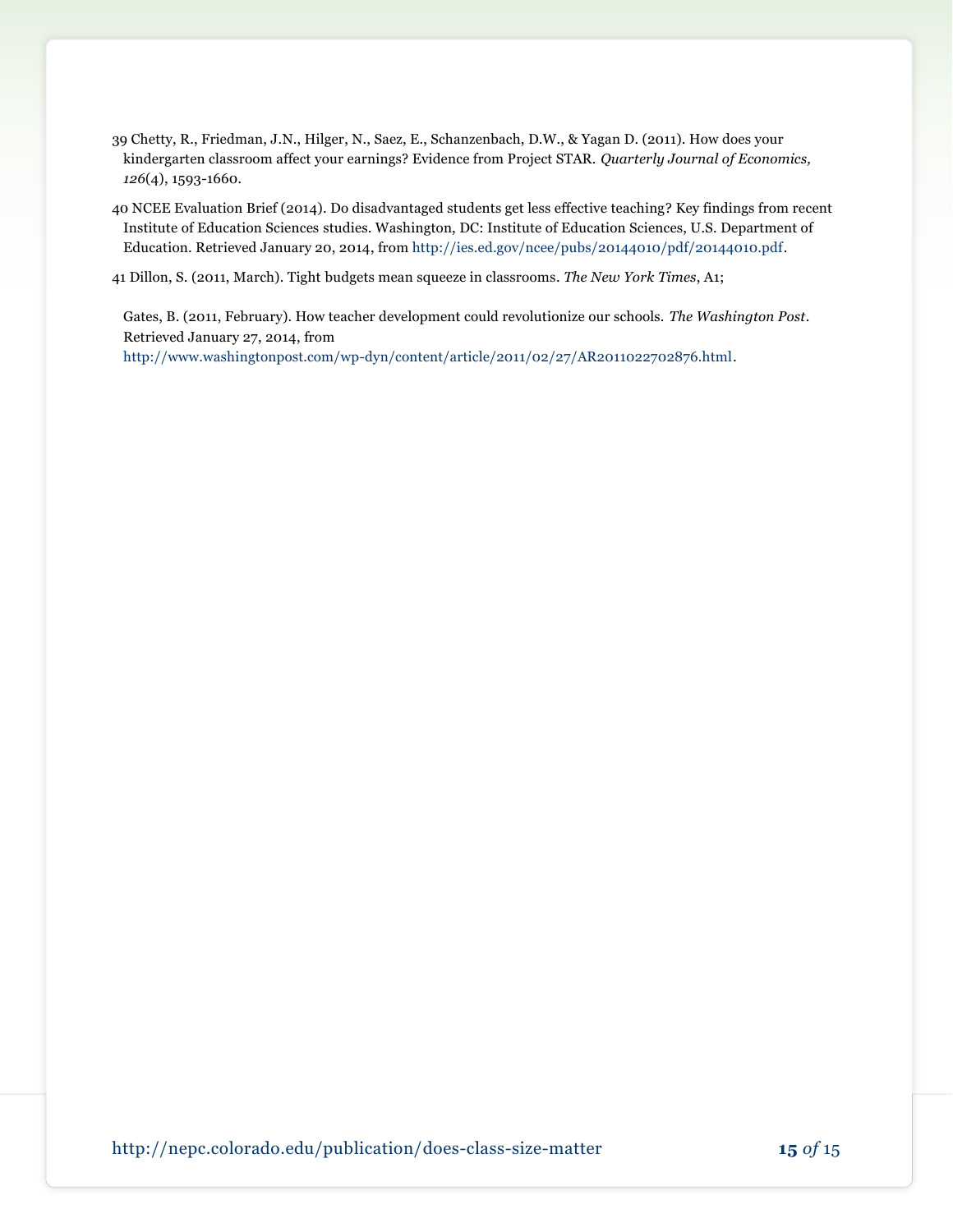39 Chetty, R., Friedman, J.N., Hilger, N., Saez, E., Schanzenbach, D.W., & Yagan D. (2011). How does your kindergarten classroom affect your earnings? Evidence from Project STAR. *Quarterly Journal of Economics, 126*(4), 1593-1660.

40 NCEE Evaluation Brief (2014). Do disadvantaged students get less effective teaching? Key findings from recent Institute of Education Sciences studies. Washington, DC: Institute of Education Sciences, U.S. Department of Education. Retrieved January 20, 2014, from http://ies.ed.gov/ncee/pubs/20144010/pdf/20144010.pdf.

41 Dillon, S. (2011, March). Tight budgets mean squeeze in classrooms. *The New York Times*, A1;

Gates, B. (2011, February). How teacher development could revolutionize our schools. *The Washington Post*. Retrieved January 27, 2014, from http://www.washingtonpost.com/wp-dyn/content/article/2011/02/27/AR2011022702876.html.